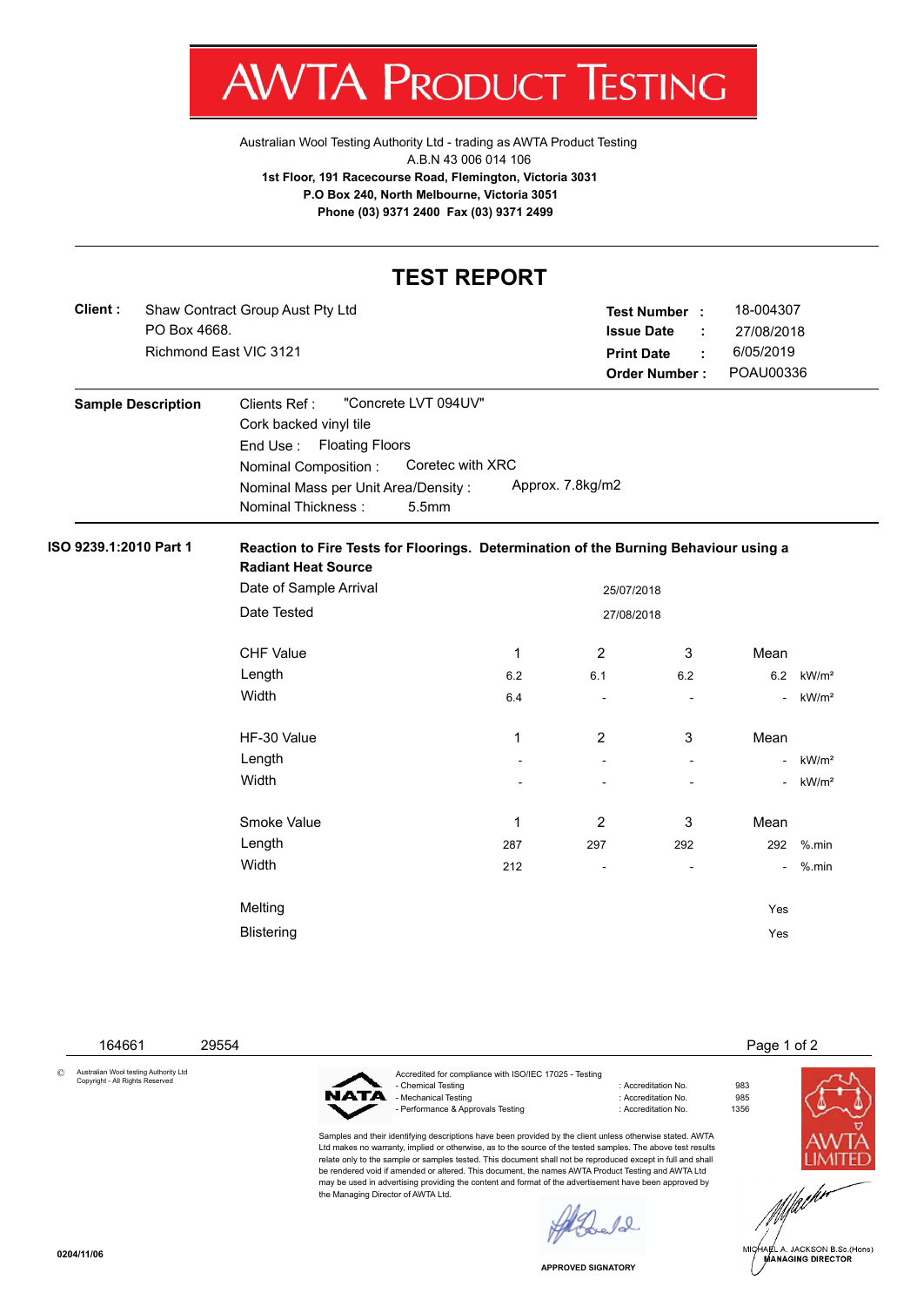# AWTA PRODUCT TESTING

Australian Wool Testing Authority Ltd - trading as AWTA Product Testing
A.B.N 43 006 014 106
**1st Floor, 191 Racecourse Road, Flemington, Victoria 3031**
**P.O Box 240, North Melbourne, Victoria 3051**
**Phone (03) 9371 2400 Fax (03) 9371 2499**

## TEST REPORT

**Client :** Shaw Contract Group Aust Pty Ltd
PO Box 4668.
Richmond East VIC 3121

**Test Number :** 18-004307
**Issue Date :** 27/08/2018
**Print Date :** 6/05/2019
**Order Number :** POAU00336

**Sample Description**

Clients Ref : "Concrete LVT 094UV"
Cork backed vinyl tile
End Use : Floating Floors
Nominal Composition : Coretec with XRC
Nominal Mass per Unit Area/Density : Approx. 7.8kg/m2
Nominal Thickness : 5.5mm

**ISO 9239.1:2010 Part 1**

**Reaction to Fire Tests for Floorings. Determination of the Burning Behaviour using a Radiant Heat Source**

Date of Sample Arrival: 25/07/2018
Date Tested: 27/08/2018

| CHF Value | 1 | 2 | 3 | Mean | |
|---|---|---|---|---|---|
| Length | 6.2 | 6.1 | 6.2 | 6.2 | kW/m² |
| Width | 6.4 | - | - | - | kW/m² |

| HF-30 Value | 1 | 2 | 3 | Mean | |
|---|---|---|---|---|---|
| Length | - | - | - | - | kW/m² |
| Width | - | - | - | - | kW/m² |

| Smoke Value | 1 | 2 | 3 | Mean | |
|---|---|---|---|---|---|
| Length | 287 | 297 | 292 | 292 | %.min |
| Width | 212 | - | - | - | %.min |

Melting: Yes
Blistering: Yes

164661 29554

© Australian Wool testing Authority Ltd Copyright - All Rights Reserved

Accredited for compliance with ISO/IEC 17025 - Testing
- Chemical Testing : Accreditation No. 983
- Mechanical Testing : Accreditation No. 985
- Performance & Approvals Testing : Accreditation No. 1356

Samples and their identifying descriptions have been provided by the client unless otherwise stated. AWTA Ltd makes no warranty, implied or otherwise, as to the source of the tested samples. The above test results relate only to the sample or samples tested. This document shall not be reproduced except in full and shall be rendered void if amended or altered. This document, the names AWTA Product Testing and AWTA Ltd may be used in advertising providing the content and format of the advertisement have been approved by the Managing Director of AWTA Ltd.

APPROVED SIGNATORY

MICHAEL A. JACKSON B.Sc.(Hons)
MANAGING DIRECTOR

0204/11/06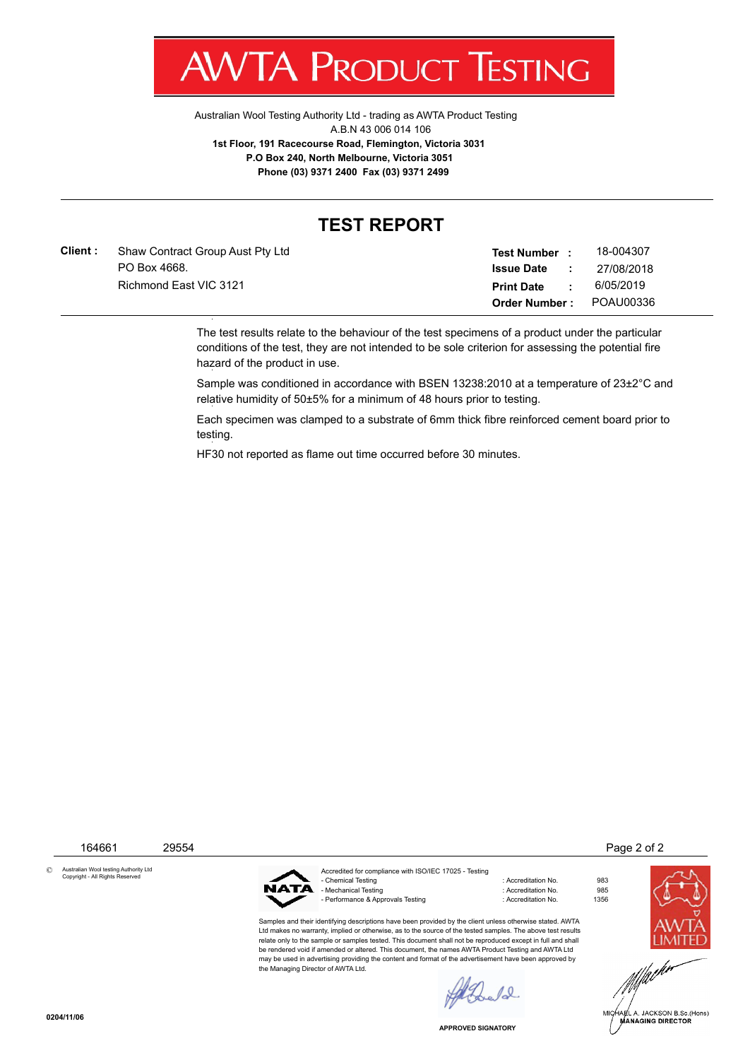# AWTA PRODUCT TESTING

Australian Wool Testing Authority Ltd - trading as AWTA Product Testing
A.B.N 43 006 014 106
**1st Floor, 191 Racecourse Road, Flemington, Victoria 3031**
**P.O Box 240, North Melbourne, Victoria 3051**
**Phone (03) 9371 2400 Fax (03) 9371 2499**

## TEST REPORT

**Client :** Shaw Contract Group Aust Pty Ltd
PO Box 4668.
Richmond East VIC 3121

**Test Number :** 18-004307
**Issue Date :** 27/08/2018
**Print Date :** 6/05/2019
**Order Number :** POAU00336

The test results relate to the behaviour of the test specimens of a product under the particular conditions of the test, they are not intended to be sole criterion for assessing the potential fire hazard of the product in use.

Sample was conditioned in accordance with BSEN 13238:2010 at a temperature of 23±2°C and relative humidity of 50±5% for a minimum of 48 hours prior to testing.

Each specimen was clamped to a substrate of 6mm thick fibre reinforced cement board prior to testing.

HF30 not reported as flame out time occurred before 30 minutes.

164661 29554

© Australian Wool testing Authority Ltd
Copyright - All Rights Reserved

Accredited for compliance with ISO/IEC 17025 - Testing

| | | |
|---|---|---|
| - Chemical Testing | : Accreditation No. | 983 |
| - Mechanical Testing | : Accreditation No. | 985 |
| - Performance & Approvals Testing | : Accreditation No. | 1356 |

Samples and their identifying descriptions have been provided by the client unless otherwise stated. AWTA Ltd makes no warranty, implied or otherwise, as to the source of the tested samples. The above test results relate only to the sample or samples tested. This document shall not be reproduced except in full and shall be rendered void if amended or altered. This document, the names AWTA Product Testing and AWTA Ltd may be used in advertising providing the content and format of the advertisement have been approved by the Managing Director of AWTA Ltd.

APPROVED SIGNATORY

MICHAEL A. JACKSON B.Sc.(Hons)
MANAGING DIRECTOR

0204/11/06